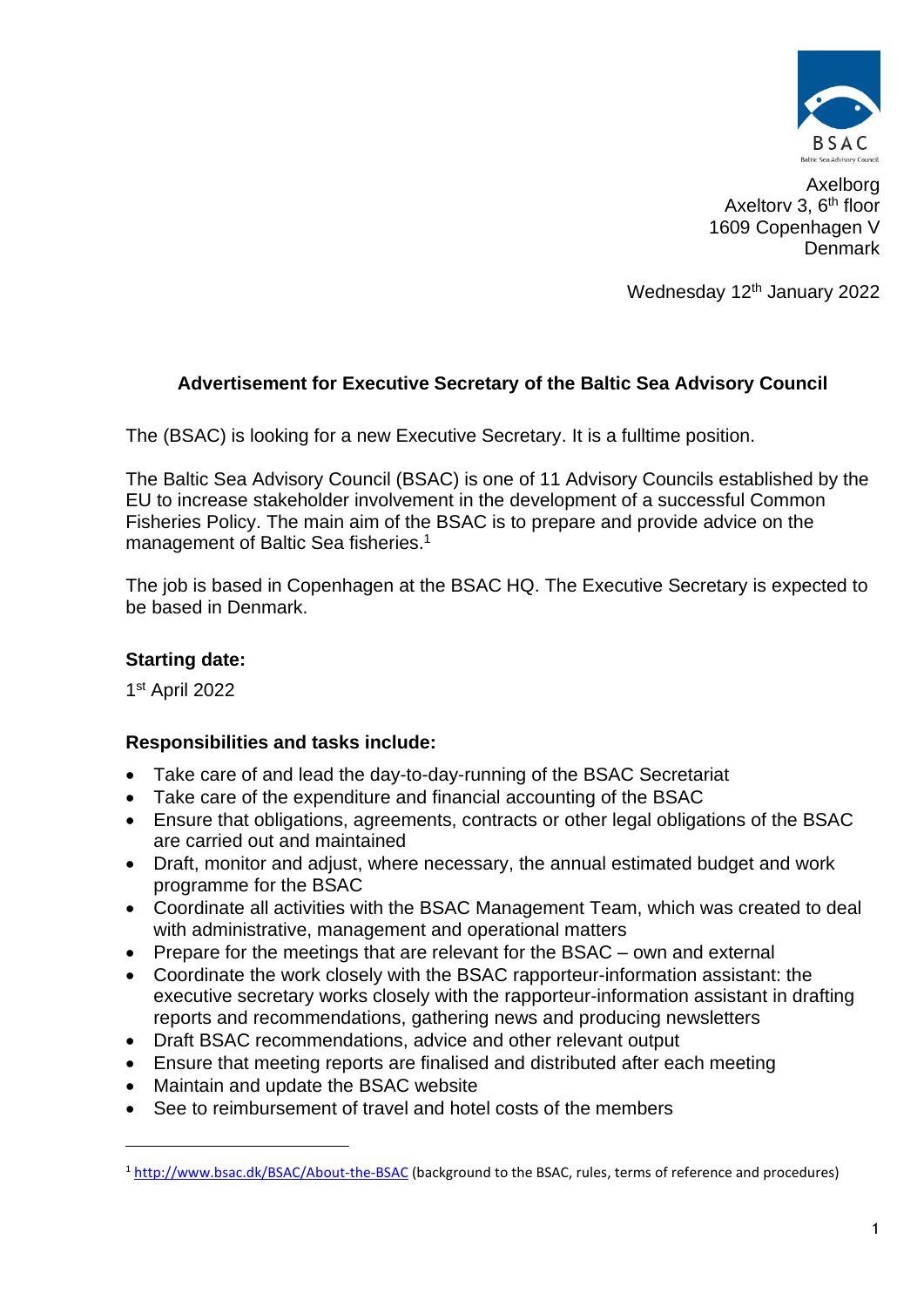BSAC

Baltic Sea Advisory Council

Axelborg
Axeltorv 3, 6th floor
1609 Copenhagen V
Denmark

Wednesday 12th January 2022

**Advertisement for Executive Secretary of the Baltic Sea Advisory Council**

The (BSAC) is looking for a new Executive Secretary. It is a fulltime position.

The Baltic Sea Advisory Council (BSAC) is one of 11 Advisory Councils established by the EU to increase stakeholder involvement in the development of a successful Common Fisheries Policy. The main aim of the BSAC is to prepare and provide advice on the management of Baltic Sea fisheries.[1]

The job is based in Copenhagen at the BSAC HQ. The Executive Secretary is expected to be based in Denmark.

### Starting date:

1st April 2022

### Responsibilities and tasks include:

- Take care of and lead the day-to-day-running of the BSAC Secretariat
- Take care of the expenditure and financial accounting of the BSAC
- Ensure that obligations, agreements, contracts or other legal obligations of the BSAC are carried out and maintained
- Draft, monitor and adjust, where necessary, the annual estimated budget and work programme for the BSAC
- Coordinate all activities with the BSAC Management Team, which was created to deal with administrative, management and operational matters
- Prepare for the meetings that are relevant for the BSAC – own and external
- Coordinate the work closely with the BSAC rapporteur-information assistant: the executive secretary works closely with the rapporteur-information assistant in drafting reports and recommendations, gathering news and producing newsletters
- Draft BSAC recommendations, advice and other relevant output
- Ensure that meeting reports are finalised and distributed after each meeting
- Maintain and update the BSAC website
- See to reimbursement of travel and hotel costs of the members

---

[1] http://www.bsac.dk/BSAC/About-the-BSAC (background to the BSAC, rules, terms of reference and procedures)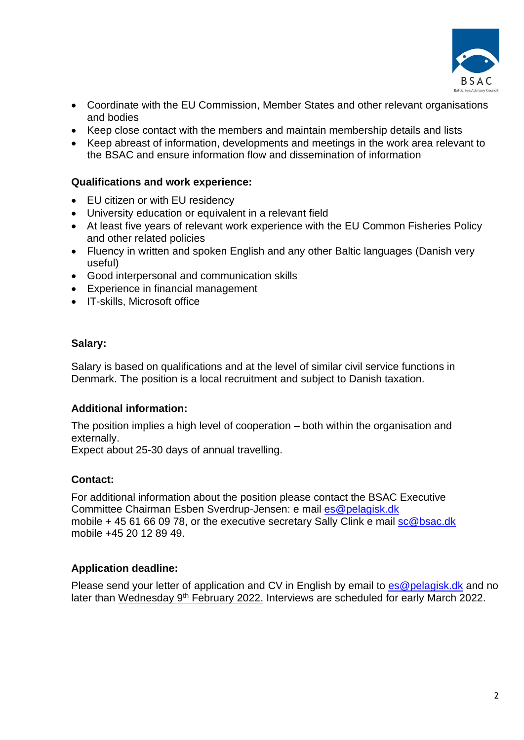- Coordinate with the EU Commission, Member States and other relevant organisations and bodies
- Keep close contact with the members and maintain membership details and lists
- Keep abreast of information, developments and meetings in the work area relevant to the BSAC and ensure information flow and dissemination of information

**Qualifications and work experience:**

- EU citizen or with EU residency
- University education or equivalent in a relevant field
- At least five years of relevant work experience with the EU Common Fisheries Policy and other related policies
- Fluency in written and spoken English and any other Baltic languages (Danish very useful)
- Good interpersonal and communication skills
- Experience in financial management
- IT-skills, Microsoft office

**Salary:**

Salary is based on qualifications and at the level of similar civil service functions in Denmark. The position is a local recruitment and subject to Danish taxation.

**Additional information:**

The position implies a high level of cooperation – both within the organisation and externally.
Expect about 25-30 days of annual travelling.

**Contact:**

For additional information about the position please contact the BSAC Executive Committee Chairman Esben Sverdrup-Jensen: e mail es@pelagisk.dk
mobile + 45 61 66 09 78, or the executive secretary Sally Clink e mail sc@bsac.dk
mobile +45 20 12 89 49.

**Application deadline:**

Please send your letter of application and CV in English by email to es@pelagisk.dk and no later than Wednesday 9th February 2022. Interviews are scheduled for early March 2022.